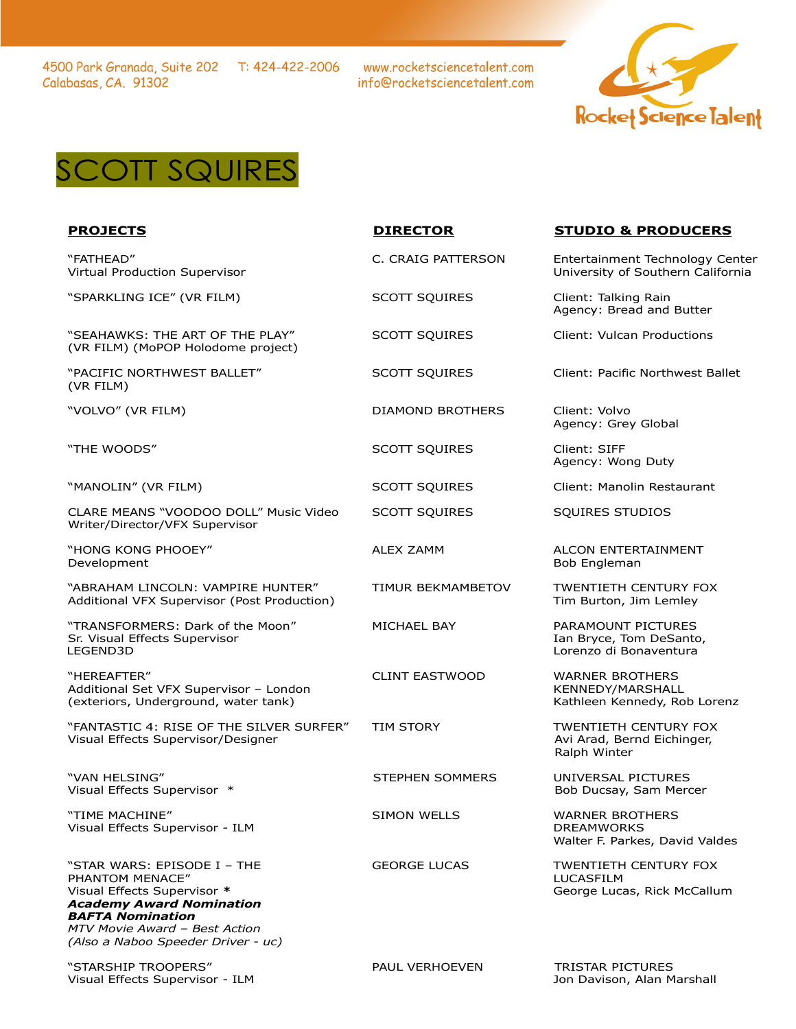4500 Park Granada, Suite 202
Calabasas, CA. 91302

T: 424-422-2006

www.rocketsciencetalent.com
info@rocketsciencetalent.com

Rocket Science Talent

# SCOTT SQUIRES

| PROJECTS | DIRECTOR | STUDIO & PRODUCERS |
|---|---|---|
| "FATHEAD"<br>Virtual Production Supervisor | C. CRAIG PATTERSON | Entertainment Technology Center<br>University of Southern California |
| "SPARKLING ICE" (VR FILM) | SCOTT SQUIRES | Client: Talking Rain<br>Agency: Bread and Butter |
| "SEAHAWKS: THE ART OF THE PLAY"<br>(VR FILM) (MoPOP Holodome project) | SCOTT SQUIRES | Client: Vulcan Productions |
| "PACIFIC NORTHWEST BALLET"<br>(VR FILM) | SCOTT SQUIRES | Client: Pacific Northwest Ballet |
| "VOLVO" (VR FILM) | DIAMOND BROTHERS | Client: Volvo<br>Agency: Grey Global |
| "THE WOODS" | SCOTT SQUIRES | Client: SIFF<br>Agency: Wong Duty |
| "MANOLIN" (VR FILM) | SCOTT SQUIRES | Client: Manolin Restaurant |
| CLARE MEANS "VOODOO DOLL" Music Video<br>Writer/Director/VFX Supervisor | SCOTT SQUIRES | SQUIRES STUDIOS |
| "HONG KONG PHOOEY"<br>Development | ALEX ZAMM | ALCON ENTERTAINMENT<br>Bob Engleman |
| "ABRAHAM LINCOLN: VAMPIRE HUNTER"<br>Additional VFX Supervisor (Post Production) | TIMUR BEKMAMBETOV | TWENTIETH CENTURY FOX<br>Tim Burton, Jim Lemley |
| "TRANSFORMERS: Dark of the Moon"<br>Sr. Visual Effects Supervisor<br>LEGEND3D | MICHAEL BAY | PARAMOUNT PICTURES<br>Ian Bryce, Tom DeSanto,<br>Lorenzo di Bonaventura |
| "HEREAFTER"<br>Additional Set VFX Supervisor – London<br>(exteriors, Underground, water tank) | CLINT EASTWOOD | WARNER BROTHERS<br>KENNEDY/MARSHALL<br>Kathleen Kennedy, Rob Lorenz |
| "FANTASTIC 4: RISE OF THE SILVER SURFER"<br>Visual Effects Supervisor/Designer | TIM STORY | TWENTIETH CENTURY FOX<br>Avi Arad, Bernd Eichinger,<br>Ralph Winter |
| "VAN HELSING"<br>Visual Effects Supervisor * | STEPHEN SOMMERS | UNIVERSAL PICTURES<br>Bob Ducsay, Sam Mercer |
| "TIME MACHINE"<br>Visual Effects Supervisor - ILM | SIMON WELLS | WARNER BROTHERS<br>DREAMWORKS<br>Walter F. Parkes, David Valdes |
| "STAR WARS: EPISODE I – THE PHANTOM MENACE"<br>Visual Effects Supervisor *<br>***Academy Award Nomination***<br>***BAFTA Nomination***<br>*MTV Movie Award – Best Action*<br>*(Also a Naboo Speeder Driver - uc)* | GEORGE LUCAS | TWENTIETH CENTURY FOX<br>LUCASFILM<br>George Lucas, Rick McCallum |
| "STARSHIP TROOPERS"<br>Visual Effects Supervisor - ILM | PAUL VERHOEVEN | TRISTAR PICTURES<br>Jon Davison, Alan Marshall |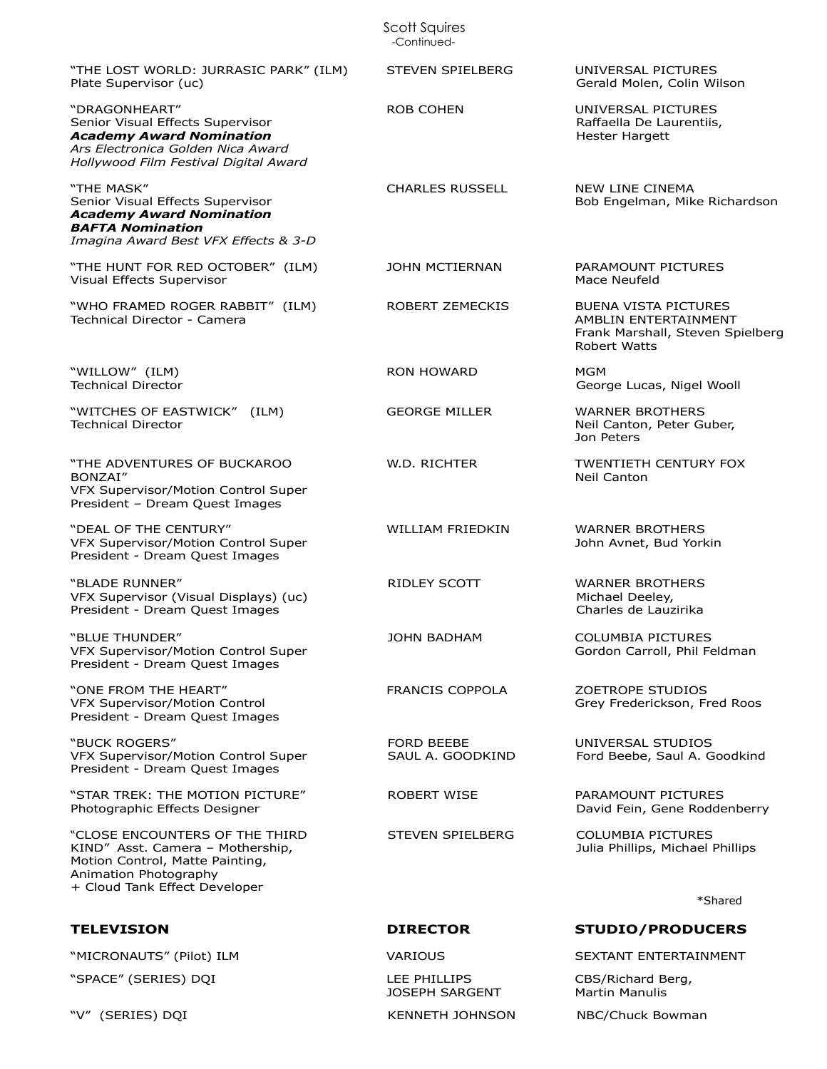| | | |
|---|---|---|
| "THE LOST WORLD: JURRASIC PARK" (ILM)<br>Plate Supervisor (uc) | STEVEN SPIELBERG | UNIVERSAL PICTURES<br>Gerald Molen, Colin Wilson |
| "DRAGONHEART"<br>Senior Visual Effects Supervisor<br>***Academy Award Nomination***<br>*Ars Electronica Golden Nica Award*<br>*Hollywood Film Festival Digital Award* | ROB COHEN | UNIVERSAL PICTURES<br>Raffaella De Laurentiis,<br>Hester Hargett |
| "THE MASK"<br>Senior Visual Effects Supervisor<br>***Academy Award Nomination***<br>***BAFTA Nomination***<br>*Imagina Award Best VFX Effects & 3-D* | CHARLES RUSSELL | NEW LINE CINEMA<br>Bob Engelman, Mike Richardson |
| "THE HUNT FOR RED OCTOBER" (ILM)<br>Visual Effects Supervisor | JOHN MCTIERNAN | PARAMOUNT PICTURES<br>Mace Neufeld |
| "WHO FRAMED ROGER RABBIT" (ILM)<br>Technical Director - Camera | ROBERT ZEMECKIS | BUENA VISTA PICTURES<br>AMBLIN ENTERTAINMENT<br>Frank Marshall, Steven Spielberg<br>Robert Watts |
| "WILLOW" (ILM)<br>Technical Director | RON HOWARD | MGM<br>George Lucas, Nigel Wooll |
| "WITCHES OF EASTWICK" (ILM)<br>Technical Director | GEORGE MILLER | WARNER BROTHERS<br>Neil Canton, Peter Guber,<br>Jon Peters |
| "THE ADVENTURES OF BUCKAROO BONZAI"<br>VFX Supervisor/Motion Control Super<br>President – Dream Quest Images | W.D. RICHTER | TWENTIETH CENTURY FOX<br>Neil Canton |
| "DEAL OF THE CENTURY"<br>VFX Supervisor/Motion Control Super<br>President - Dream Quest Images | WILLIAM FRIEDKIN | WARNER BROTHERS<br>John Avnet, Bud Yorkin |
| "BLADE RUNNER"<br>VFX Supervisor (Visual Displays) (uc)<br>President - Dream Quest Images | RIDLEY SCOTT | WARNER BROTHERS<br>Michael Deeley,<br>Charles de Lauzirika |
| "BLUE THUNDER"<br>VFX Supervisor/Motion Control Super<br>President - Dream Quest Images | JOHN BADHAM | COLUMBIA PICTURES<br>Gordon Carroll, Phil Feldman |
| "ONE FROM THE HEART"<br>VFX Supervisor/Motion Control<br>President - Dream Quest Images | FRANCIS COPPOLA | ZOETROPE STUDIOS<br>Grey Frederickson, Fred Roos |
| "BUCK ROGERS"<br>VFX Supervisor/Motion Control Super<br>President - Dream Quest Images | FORD BEEBE<br>SAUL A. GOODKIND | UNIVERSAL STUDIOS<br>Ford Beebe, Saul A. Goodkind |
| "STAR TREK: THE MOTION PICTURE"<br>Photographic Effects Designer | ROBERT WISE | PARAMOUNT PICTURES<br>David Fein, Gene Roddenberry |
| "CLOSE ENCOUNTERS OF THE THIRD KIND" Asst. Camera – Mothership, Motion Control, Matte Painting, Animation Photography<br>+ Cloud Tank Effect Developer | STEVEN SPIELBERG | COLUMBIA PICTURES<br>Julia Phillips, Michael Phillips |

*Shared

| **TELEVISION** | **DIRECTOR** | **STUDIO/PRODUCERS** |
|---|---|---|
| "MICRONAUTS" (Pilot) ILM | VARIOUS | SEXTANT ENTERTAINMENT |
| "SPACE" (SERIES) DQI | LEE PHILLIPS<br>JOSEPH SARGENT | CBS/Richard Berg,<br>Martin Manulis |
| "V" (SERIES) DQI | KENNETH JOHNSON | NBC/Chuck Bowman |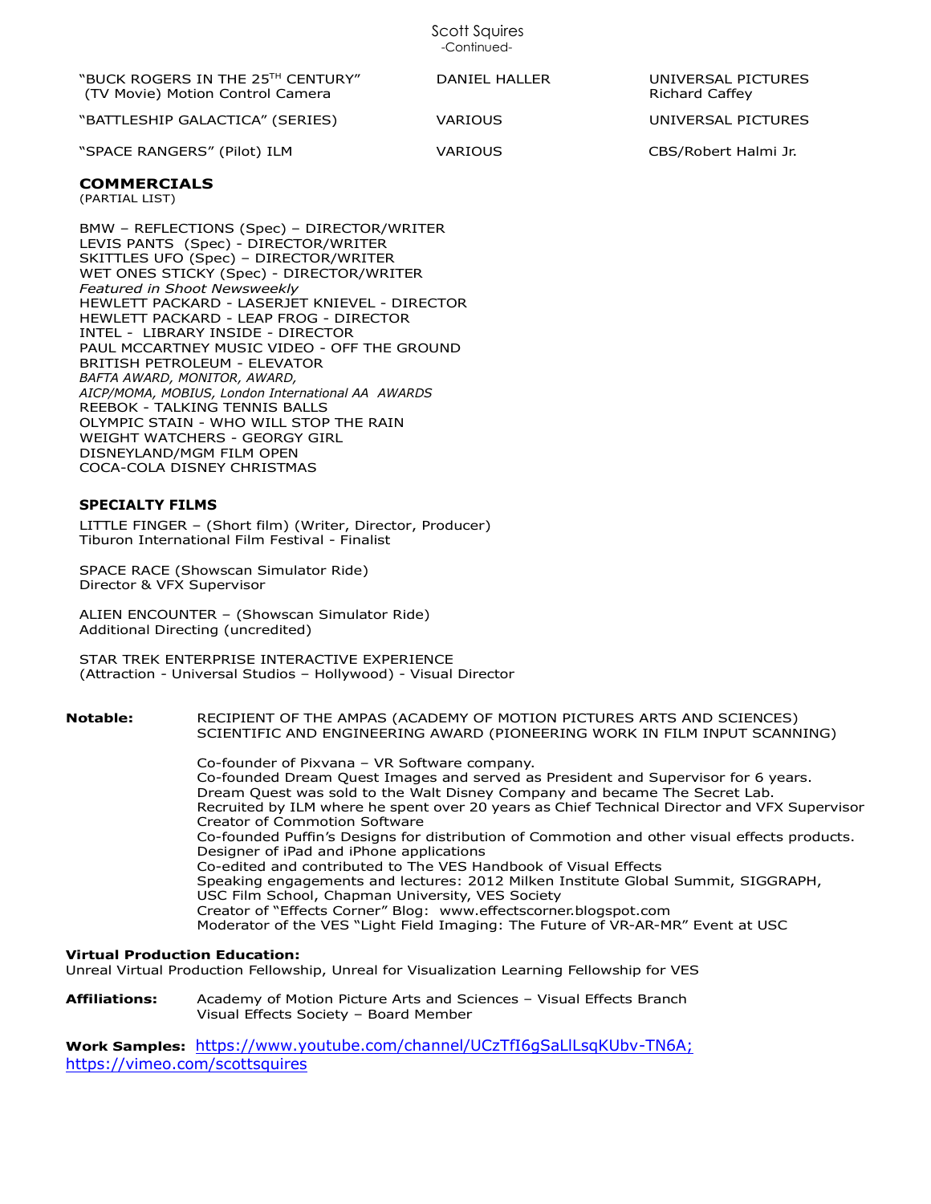| | | |
|---|---|---|
| "BUCK ROGERS IN THE 25TH CENTURY" (TV Movie) Motion Control Camera | DANIEL HALLER | UNIVERSAL PICTURES Richard Caffey |
| "BATTLESHIP GALACTICA" (SERIES) | VARIOUS | UNIVERSAL PICTURES |
| "SPACE RANGERS" (Pilot) ILM | VARIOUS | CBS/Robert Halmi Jr. |

## COMMERCIALS

(PARTIAL LIST)

BMW – REFLECTIONS (Spec) – DIRECTOR/WRITER
LEVIS PANTS (Spec) - DIRECTOR/WRITER
SKITTLES UFO (Spec) – DIRECTOR/WRITER
WET ONES STICKY (Spec) - DIRECTOR/WRITER
*Featured in Shoot Newsweekly*
HEWLETT PACKARD - LASERJET KNIEVEL - DIRECTOR
HEWLETT PACKARD - LEAP FROG - DIRECTOR
INTEL - LIBRARY INSIDE - DIRECTOR
PAUL MCCARTNEY MUSIC VIDEO - OFF THE GROUND
BRITISH PETROLEUM - ELEVATOR
*BAFTA AWARD, MONITOR, AWARD,*
*AICP/MOMA, MOBIUS, London International AA AWARDS*
REEBOK - TALKING TENNIS BALLS
OLYMPIC STAIN - WHO WILL STOP THE RAIN
WEIGHT WATCHERS - GEORGY GIRL
DISNEYLAND/MGM FILM OPEN
COCA-COLA DISNEY CHRISTMAS

## SPECIALTY FILMS

LITTLE FINGER – (Short film) (Writer, Director, Producer)
Tiburon International Film Festival - Finalist

SPACE RACE (Showscan Simulator Ride)
Director & VFX Supervisor

ALIEN ENCOUNTER – (Showscan Simulator Ride)
Additional Directing (uncredited)

STAR TREK ENTERPRISE INTERACTIVE EXPERIENCE
(Attraction - Universal Studios – Hollywood) - Visual Director

**Notable:**

RECIPIENT OF THE AMPAS (ACADEMY OF MOTION PICTURES ARTS AND SCIENCES) SCIENTIFIC AND ENGINEERING AWARD (PIONEERING WORK IN FILM INPUT SCANNING)

Co-founder of Pixvana – VR Software company.
Co-founded Dream Quest Images and served as President and Supervisor for 6 years.
Dream Quest was sold to the Walt Disney Company and became The Secret Lab.
Recruited by ILM where he spent over 20 years as Chief Technical Director and VFX Supervisor
Creator of Commotion Software
Co-founded Puffin's Designs for distribution of Commotion and other visual effects products.
Designer of iPad and iPhone applications
Co-edited and contributed to The VES Handbook of Visual Effects
Speaking engagements and lectures: 2012 Milken Institute Global Summit, SIGGRAPH, USC Film School, Chapman University, VES Society
Creator of "Effects Corner" Blog: www.effectscorner.blogspot.com
Moderator of the VES "Light Field Imaging: The Future of VR-AR-MR" Event at USC

**Virtual Production Education:**
Unreal Virtual Production Fellowship, Unreal for Visualization Learning Fellowship for VES

**Affiliations:**

Academy of Motion Picture Arts and Sciences – Visual Effects Branch
Visual Effects Society – Board Member

**Work Samples:** https://www.youtube.com/channel/UCzTfI6gSaLlLsqKUbv-TN6A; https://vimeo.com/scottsquires